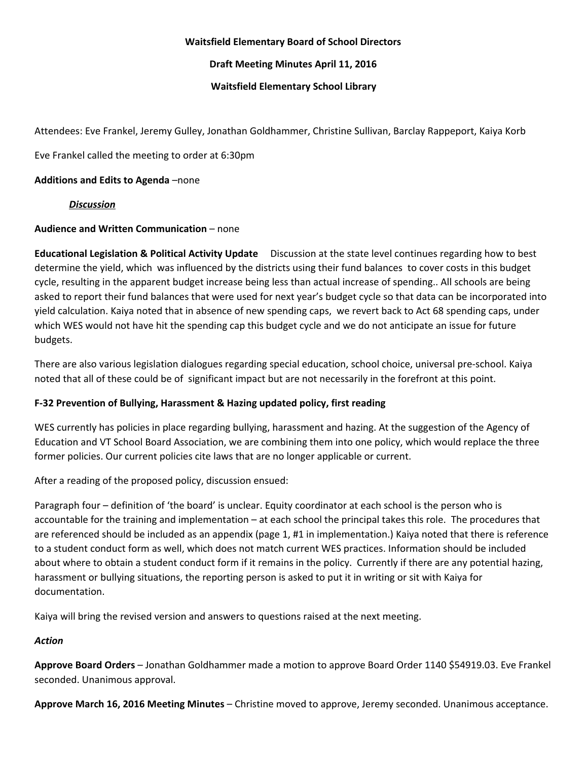**Waitsfield Elementary Board of School Directors**

**Draft Meeting Minutes April 11, 2016**

**Waitsfield Elementary School Library**

Attendees: Eve Frankel, Jeremy Gulley, Jonathan Goldhammer, Christine Sullivan, Barclay Rappeport, Kaiya Korb

Eve Frankel called the meeting to order at 6:30pm

**Additions and Edits to Agenda** –none

***Discussion***

**Audience and Written Communication** – none

**Educational Legislation & Political Activity Update** Discussion at the state level continues regarding how to best determine the yield, which was influenced by the districts using their fund balances to cover costs in this budget cycle, resulting in the apparent budget increase being less than actual increase of spending.. All schools are being asked to report their fund balances that were used for next year's budget cycle so that data can be incorporated into yield calculation. Kaiya noted that in absence of new spending caps, we revert back to Act 68 spending caps, under which WES would not have hit the spending cap this budget cycle and we do not anticipate an issue for future budgets.

There are also various legislation dialogues regarding special education, school choice, universal pre-school. Kaiya noted that all of these could be of significant impact but are not necessarily in the forefront at this point.

**F-32 Prevention of Bullying, Harassment & Hazing updated policy, first reading**

WES currently has policies in place regarding bullying, harassment and hazing. At the suggestion of the Agency of Education and VT School Board Association, we are combining them into one policy, which would replace the three former policies. Our current policies cite laws that are no longer applicable or current.

After a reading of the proposed policy, discussion ensued:

Paragraph four – definition of 'the board' is unclear. Equity coordinator at each school is the person who is accountable for the training and implementation – at each school the principal takes this role. The procedures that are referenced should be included as an appendix (page 1, #1 in implementation.) Kaiya noted that there is reference to a student conduct form as well, which does not match current WES practices. Information should be included about where to obtain a student conduct form if it remains in the policy. Currently if there are any potential hazing, harassment or bullying situations, the reporting person is asked to put it in writing or sit with Kaiya for documentation.

Kaiya will bring the revised version and answers to questions raised at the next meeting.

***Action***

**Approve Board Orders** – Jonathan Goldhammer made a motion to approve Board Order 1140 $54919.03. Eve Frankel seconded. Unanimous approval.

**Approve March 16, 2016 Meeting Minutes** – Christine moved to approve, Jeremy seconded. Unanimous acceptance.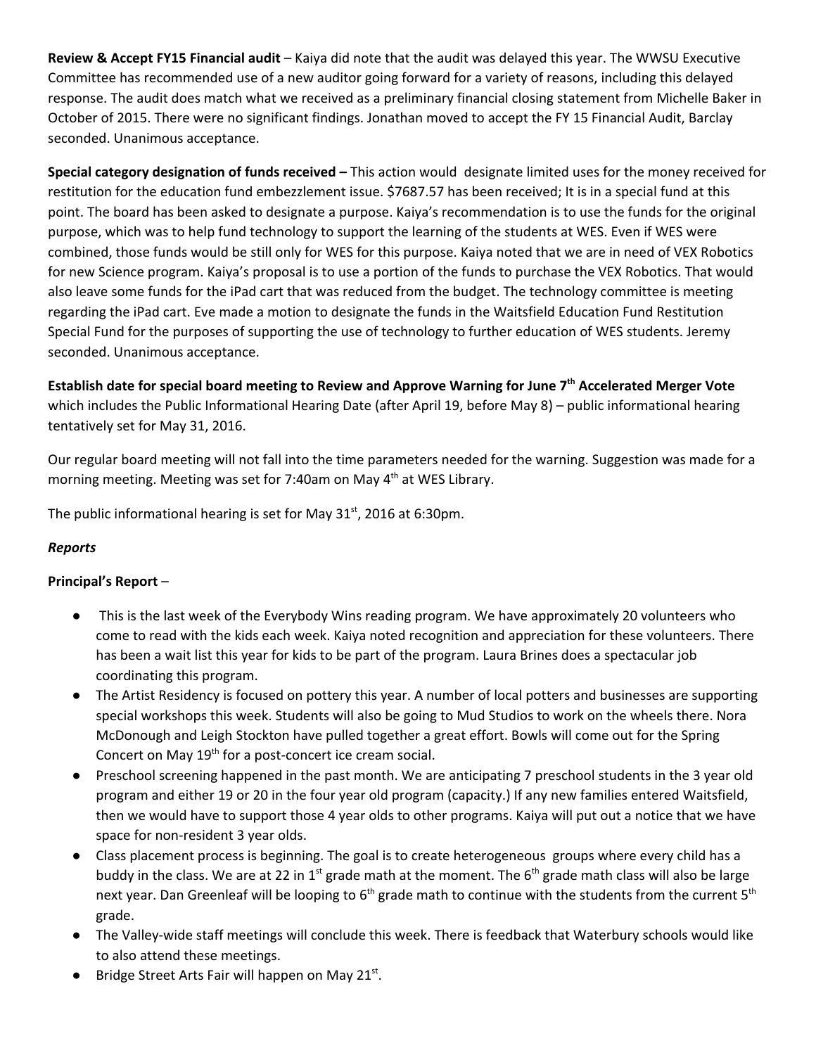**Review & Accept FY15 Financial audit** – Kaiya did note that the audit was delayed this year. The WWSU Executive Committee has recommended use of a new auditor going forward for a variety of reasons, including this delayed response. The audit does match what we received as a preliminary financial closing statement from Michelle Baker in October of 2015. There were no significant findings. Jonathan moved to accept the FY 15 Financial Audit, Barclay seconded. Unanimous acceptance.

**Special category designation of funds received –** This action would designate limited uses for the money received for restitution for the education fund embezzlement issue. $7687.57 has been received; It is in a special fund at this point. The board has been asked to designate a purpose. Kaiya's recommendation is to use the funds for the original purpose, which was to help fund technology to support the learning of the students at WES. Even if WES were combined, those funds would be still only for WES for this purpose. Kaiya noted that we are in need of VEX Robotics for new Science program. Kaiya's proposal is to use a portion of the funds to purchase the VEX Robotics. That would also leave some funds for the iPad cart that was reduced from the budget. The technology committee is meeting regarding the iPad cart. Eve made a motion to designate the funds in the Waitsfield Education Fund Restitution Special Fund for the purposes of supporting the use of technology to further education of WES students. Jeremy seconded. Unanimous acceptance.

**Establish date for special board meeting to Review and Approve Warning for June 7th Accelerated Merger Vote** which includes the Public Informational Hearing Date (after April 19, before May 8) – public informational hearing tentatively set for May 31, 2016.

Our regular board meeting will not fall into the time parameters needed for the warning. Suggestion was made for a morning meeting. Meeting was set for 7:40am on May 4th at WES Library.

The public informational hearing is set for May 31st, 2016 at 6:30pm.

***Reports***

**Principal's Report** –

- This is the last week of the Everybody Wins reading program. We have approximately 20 volunteers who come to read with the kids each week. Kaiya noted recognition and appreciation for these volunteers. There has been a wait list this year for kids to be part of the program. Laura Brines does a spectacular job coordinating this program.
- The Artist Residency is focused on pottery this year. A number of local potters and businesses are supporting special workshops this week. Students will also be going to Mud Studios to work on the wheels there. Nora McDonough and Leigh Stockton have pulled together a great effort. Bowls will come out for the Spring Concert on May 19th for a post-concert ice cream social.
- Preschool screening happened in the past month. We are anticipating 7 preschool students in the 3 year old program and either 19 or 20 in the four year old program (capacity.) If any new families entered Waitsfield, then we would have to support those 4 year olds to other programs. Kaiya will put out a notice that we have space for non-resident 3 year olds.
- Class placement process is beginning. The goal is to create heterogeneous groups where every child has a buddy in the class. We are at 22 in 1st grade math at the moment. The 6th grade math class will also be large next year. Dan Greenleaf will be looping to 6th grade math to continue with the students from the current 5th grade.
- The Valley-wide staff meetings will conclude this week. There is feedback that Waterbury schools would like to also attend these meetings.
- Bridge Street Arts Fair will happen on May 21st.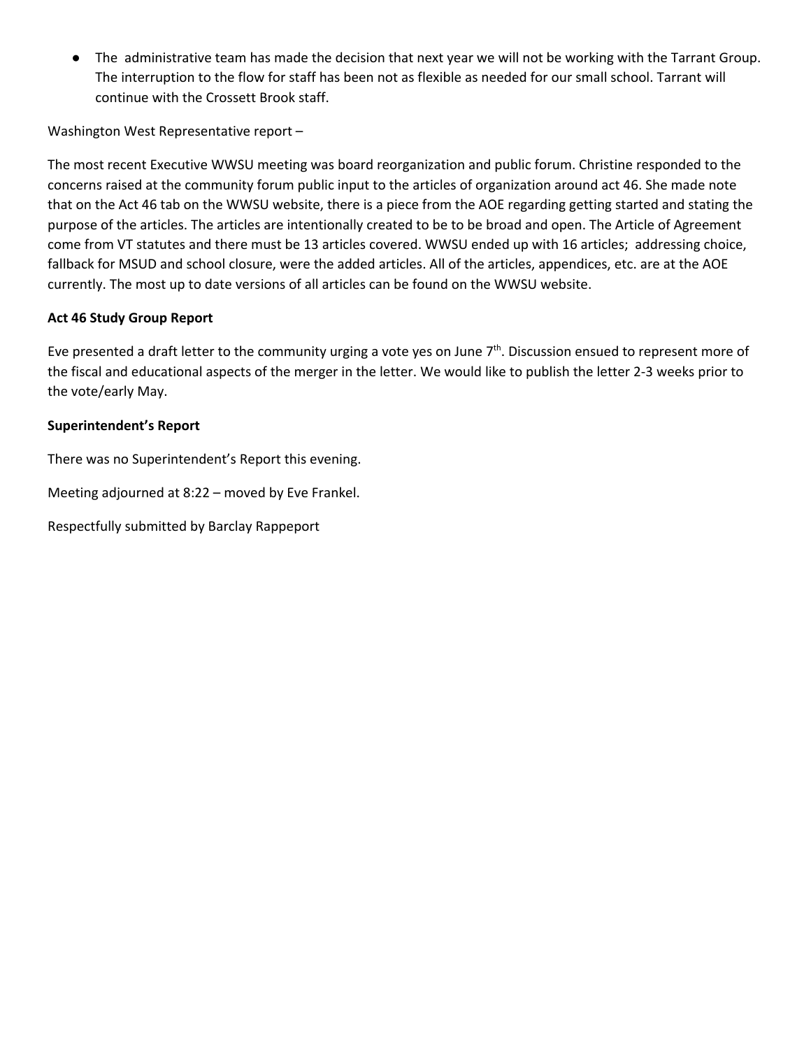- The administrative team has made the decision that next year we will not be working with the Tarrant Group. The interruption to the flow for staff has been not as flexible as needed for our small school. Tarrant will continue with the Crossett Brook staff.

Washington West Representative report –

The most recent Executive WWSU meeting was board reorganization and public forum. Christine responded to the concerns raised at the community forum public input to the articles of organization around act 46. She made note that on the Act 46 tab on the WWSU website, there is a piece from the AOE regarding getting started and stating the purpose of the articles. The articles are intentionally created to be to be broad and open. The Article of Agreement come from VT statutes and there must be 13 articles covered. WWSU ended up with 16 articles; addressing choice, fallback for MSUD and school closure, were the added articles. All of the articles, appendices, etc. are at the AOE currently. The most up to date versions of all articles can be found on the WWSU website.

**Act 46 Study Group Report**

Eve presented a draft letter to the community urging a vote yes on June 7th. Discussion ensued to represent more of the fiscal and educational aspects of the merger in the letter. We would like to publish the letter 2-3 weeks prior to the vote/early May.

**Superintendent's Report**

There was no Superintendent's Report this evening.

Meeting adjourned at 8:22 – moved by Eve Frankel.

Respectfully submitted by Barclay Rappeport